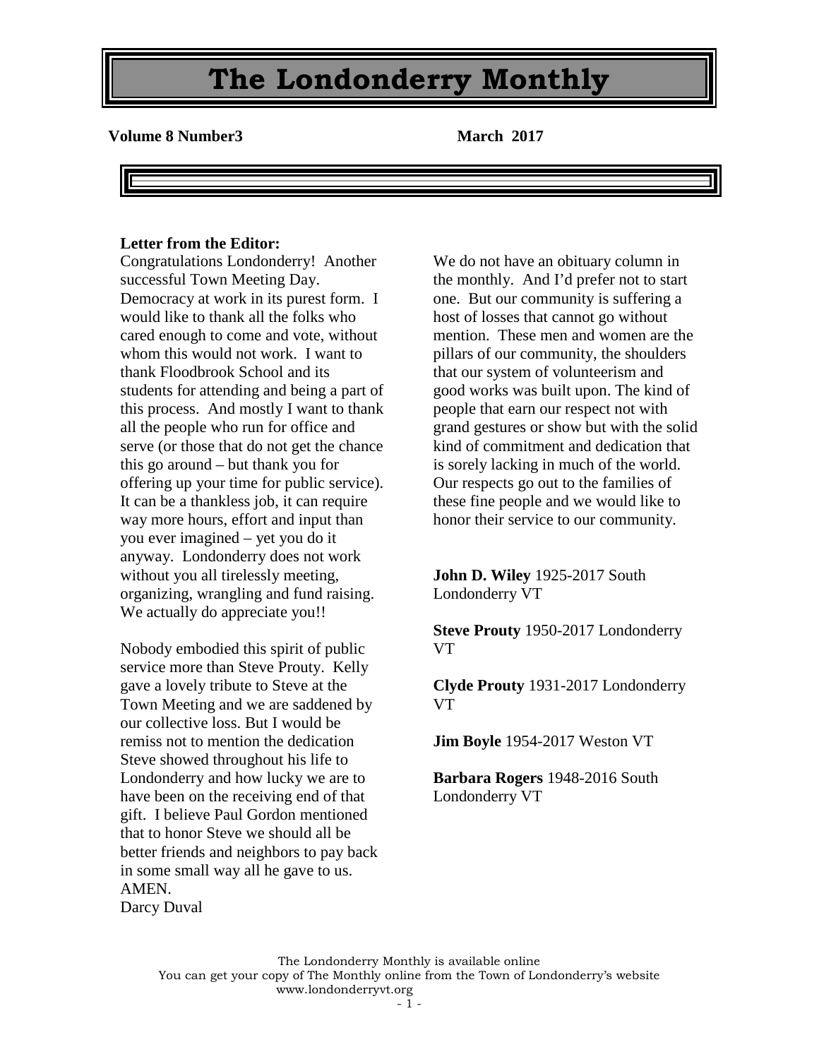# The Londonderry Monthly

**Volume 8 Number3** **March 2017**

**Letter from the Editor:**

Congratulations Londonderry! Another successful Town Meeting Day. Democracy at work in its purest form. I would like to thank all the folks who cared enough to come and vote, without whom this would not work. I want to thank Floodbrook School and its students for attending and being a part of this process. And mostly I want to thank all the people who run for office and serve (or those that do not get the chance this go around – but thank you for offering up your time for public service). It can be a thankless job, it can require way more hours, effort and input than you ever imagined – yet you do it anyway. Londonderry does not work without you all tirelessly meeting, organizing, wrangling and fund raising. We actually do appreciate you!!

Nobody embodied this spirit of public service more than Steve Prouty. Kelly gave a lovely tribute to Steve at the Town Meeting and we are saddened by our collective loss. But I would be remiss not to mention the dedication Steve showed throughout his life to Londonderry and how lucky we are to have been on the receiving end of that gift. I believe Paul Gordon mentioned that to honor Steve we should all be better friends and neighbors to pay back in some small way all he gave to us. AMEN.

Darcy Duval

We do not have an obituary column in the monthly. And I'd prefer not to start one. But our community is suffering a host of losses that cannot go without mention. These men and women are the pillars of our community, the shoulders that our system of volunteerism and good works was built upon. The kind of people that earn our respect not with grand gestures or show but with the solid kind of commitment and dedication that is sorely lacking in much of the world. Our respects go out to the families of these fine people and we would like to honor their service to our community.

**John D. Wiley** 1925-2017 South Londonderry VT

**Steve Prouty** 1950-2017 Londonderry VT

**Clyde Prouty** 1931-2017 Londonderry VT

**Jim Boyle** 1954-2017 Weston VT

**Barbara Rogers** 1948-2016 South Londonderry VT

The Londonderry Monthly is available online
You can get your copy of The Monthly online from the Town of Londonderry's website www.londonderryvt.org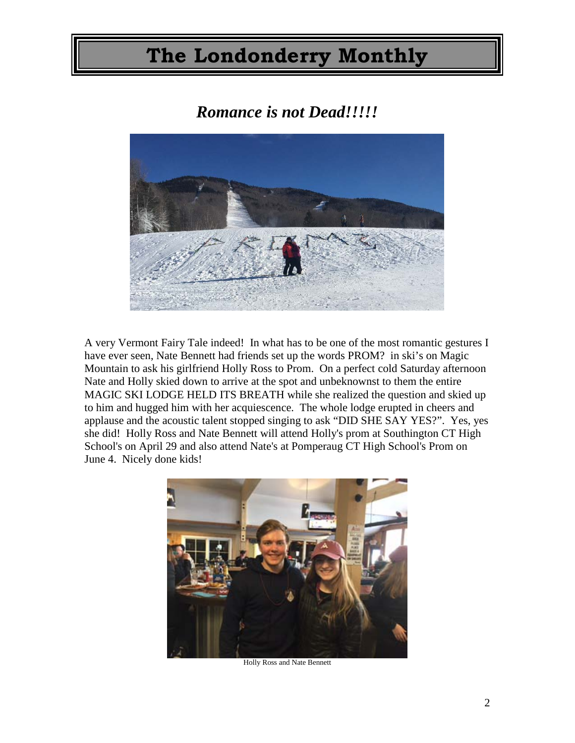# The Londonderry Monthly

## *Romance is not Dead!!!!!*

A very Vermont Fairy Tale indeed! In what has to be one of the most romantic gestures I have ever seen, Nate Bennett had friends set up the words PROM? in ski's on Magic Mountain to ask his girlfriend Holly Ross to Prom. On a perfect cold Saturday afternoon Nate and Holly skied down to arrive at the spot and unbeknownst to them the entire MAGIC SKI LODGE HELD ITS BREATH while she realized the question and skied up to him and hugged him with her acquiescence. The whole lodge erupted in cheers and applause and the acoustic talent stopped singing to ask "DID SHE SAY YES?". Yes, yes she did! Holly Ross and Nate Bennett will attend Holly's prom at Southington CT High School's on April 29 and also attend Nate's at Pomperaug CT High School's Prom on June 4. Nicely done kids!

Holly Ross and Nate Bennett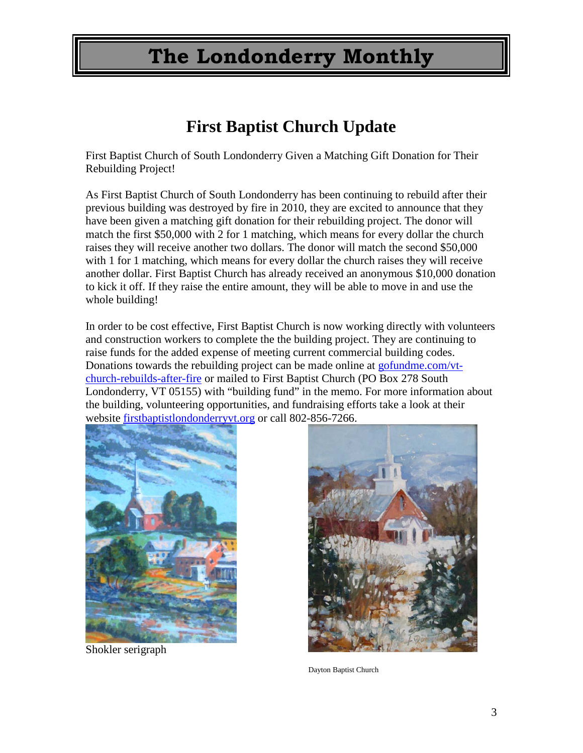# First Baptist Church Update

First Baptist Church of South Londonderry Given a Matching Gift Donation for Their Rebuilding Project!

As First Baptist Church of South Londonderry has been continuing to rebuild after their previous building was destroyed by fire in 2010, they are excited to announce that they have been given a matching gift donation for their rebuilding project. The donor will match the first $50,000 with 2 for 1 matching, which means for every dollar the church raises they will receive another two dollars. The donor will match the second $50,000 with 1 for 1 matching, which means for every dollar the church raises they will receive another dollar. First Baptist Church has already received an anonymous $10,000 donation to kick it off. If they raise the entire amount, they will be able to move in and use the whole building!

In order to be cost effective, First Baptist Church is now working directly with volunteers and construction workers to complete the the building project. They are continuing to raise funds for the added expense of meeting current commercial building codes. Donations towards the rebuilding project can be made online at [gofundme.com/vt-church-rebuilds-after-fire](gofundme.com/vt-church-rebuilds-after-fire) or mailed to First Baptist Church (PO Box 278 South Londonderry, VT 05155) with "building fund" in the memo. For more information about the building, volunteering opportunities, and fundraising efforts take a look at their website [firstbaptistlondonderryvt.org](firstbaptistlondonderryvt.org) or call 802-856-7266.

Shokler serigraph

Dayton Baptist Church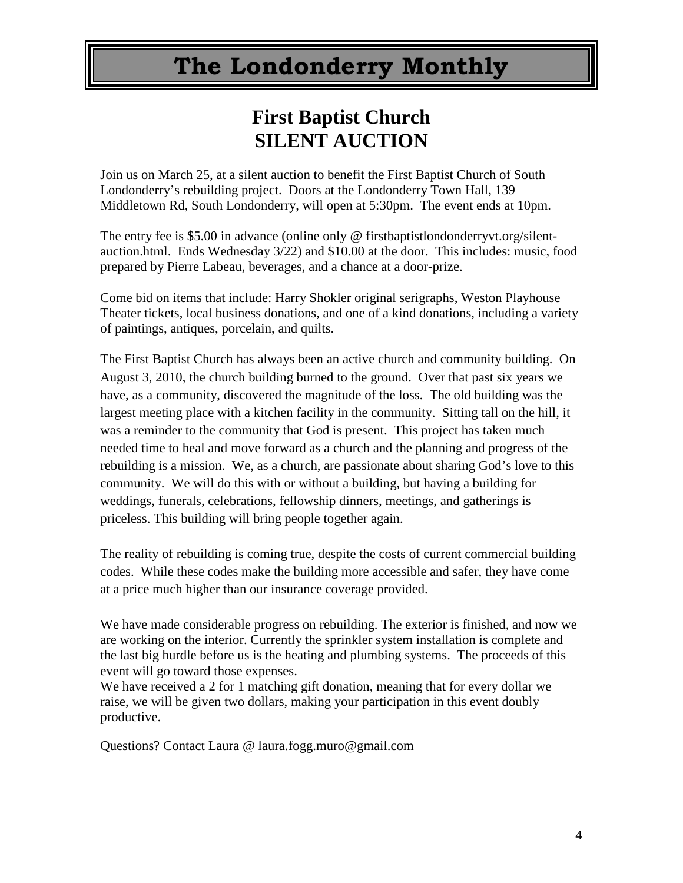# The Londonderry Monthly

## First Baptist Church
## SILENT AUCTION

Join us on March 25, at a silent auction to benefit the First Baptist Church of South Londonderry's rebuilding project. Doors at the Londonderry Town Hall, 139 Middletown Rd, South Londonderry, will open at 5:30pm. The event ends at 10pm.

The entry fee is $5.00 in advance (online only @ firstbaptistlondonderryvt.org/silent-auction.html. Ends Wednesday 3/22) and $10.00 at the door. This includes: music, food prepared by Pierre Labeau, beverages, and a chance at a door-prize.

Come bid on items that include: Harry Shokler original serigraphs, Weston Playhouse Theater tickets, local business donations, and one of a kind donations, including a variety of paintings, antiques, porcelain, and quilts.

The First Baptist Church has always been an active church and community building. On August 3, 2010, the church building burned to the ground. Over that past six years we have, as a community, discovered the magnitude of the loss. The old building was the largest meeting place with a kitchen facility in the community. Sitting tall on the hill, it was a reminder to the community that God is present. This project has taken much needed time to heal and move forward as a church and the planning and progress of the rebuilding is a mission. We, as a church, are passionate about sharing God's love to this community. We will do this with or without a building, but having a building for weddings, funerals, celebrations, fellowship dinners, meetings, and gatherings is priceless. This building will bring people together again.

The reality of rebuilding is coming true, despite the costs of current commercial building codes. While these codes make the building more accessible and safer, they have come at a price much higher than our insurance coverage provided.

We have made considerable progress on rebuilding. The exterior is finished, and now we are working on the interior. Currently the sprinkler system installation is complete and the last big hurdle before us is the heating and plumbing systems. The proceeds of this event will go toward those expenses.
We have received a 2 for 1 matching gift donation, meaning that for every dollar we raise, we will be given two dollars, making your participation in this event doubly productive.

Questions? Contact Laura @ laura.fogg.muro@gmail.com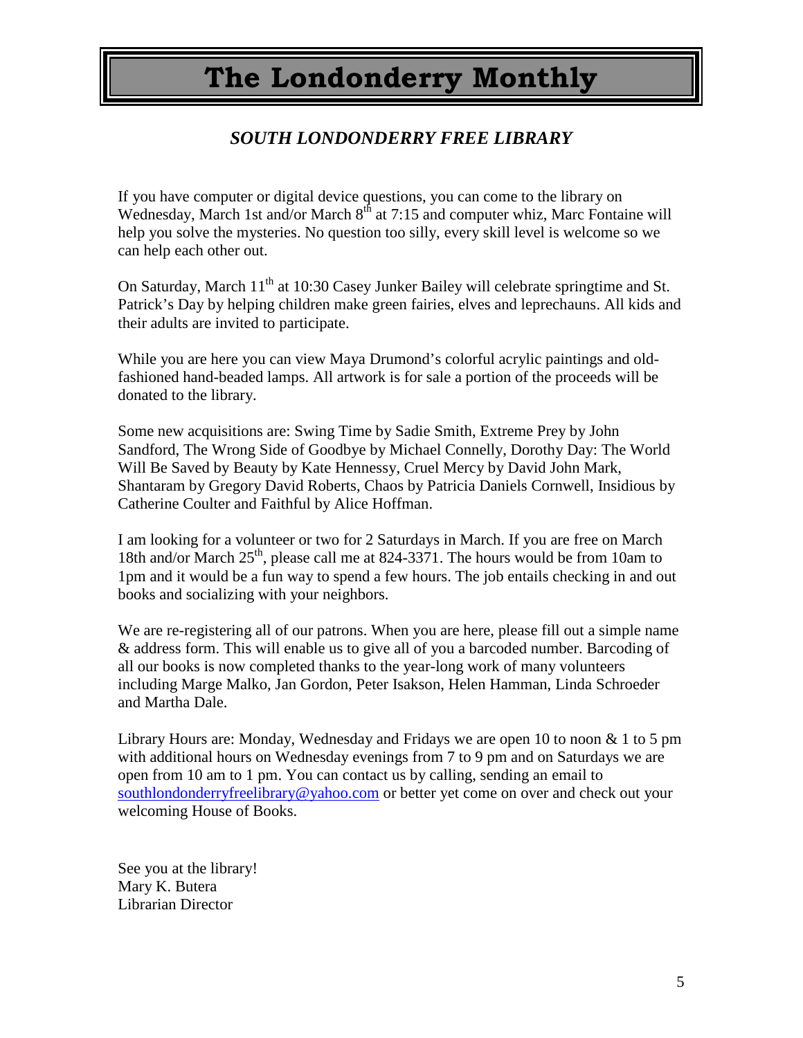# The Londonderry Monthly

## *SOUTH LONDONDERRY FREE LIBRARY*

If you have computer or digital device questions, you can come to the library on Wednesday, March 1st and/or March 8th at 7:15 and computer whiz, Marc Fontaine will help you solve the mysteries. No question too silly, every skill level is welcome so we can help each other out.

On Saturday, March 11th at 10:30 Casey Junker Bailey will celebrate springtime and St. Patrick's Day by helping children make green fairies, elves and leprechauns. All kids and their adults are invited to participate.

While you are here you can view Maya Drumond's colorful acrylic paintings and old-fashioned hand-beaded lamps. All artwork is for sale a portion of the proceeds will be donated to the library.

Some new acquisitions are: Swing Time by Sadie Smith, Extreme Prey by John Sandford, The Wrong Side of Goodbye by Michael Connelly, Dorothy Day: The World Will Be Saved by Beauty by Kate Hennessy, Cruel Mercy by David John Mark, Shantaram by Gregory David Roberts, Chaos by Patricia Daniels Cornwell, Insidious by Catherine Coulter and Faithful by Alice Hoffman.

I am looking for a volunteer or two for 2 Saturdays in March. If you are free on March 18th and/or March 25th, please call me at 824-3371. The hours would be from 10am to 1pm and it would be a fun way to spend a few hours. The job entails checking in and out books and socializing with your neighbors.

We are re-registering all of our patrons. When you are here, please fill out a simple name & address form. This will enable us to give all of you a barcoded number. Barcoding of all our books is now completed thanks to the year-long work of many volunteers including Marge Malko, Jan Gordon, Peter Isakson, Helen Hamman, Linda Schroeder and Martha Dale.

Library Hours are: Monday, Wednesday and Fridays we are open 10 to noon & 1 to 5 pm with additional hours on Wednesday evenings from 7 to 9 pm and on Saturdays we are open from 10 am to 1 pm. You can contact us by calling, sending an email to southlondonderryfreelibrary@yahoo.com or better yet come on over and check out your welcoming House of Books.

See you at the library!
Mary K. Butera
Librarian Director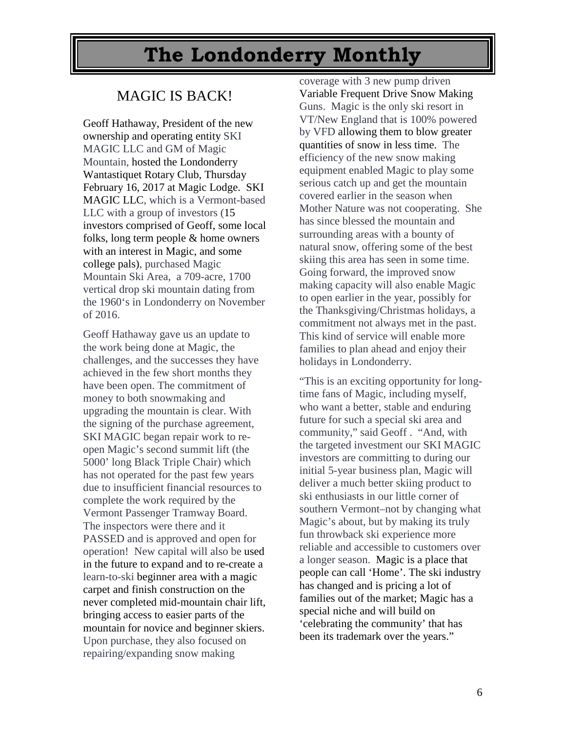# The Londonderry Monthly

## MAGIC IS BACK!

Geoff Hathaway, President of the new ownership and operating entity SKI MAGIC LLC and GM of Magic Mountain, hosted the Londonderry Wantastiquet Rotary Club, Thursday February 16, 2017 at Magic Lodge. SKI MAGIC LLC, which is a Vermont-based LLC with a group of investors (15 investors comprised of Geoff, some local folks, long term people & home owners with an interest in Magic, and some college pals), purchased Magic Mountain Ski Area, a 709-acre, 1700 vertical drop ski mountain dating from the 1960's in Londonderry on November of 2016.

Geoff Hathaway gave us an update to the work being done at Magic, the challenges, and the successes they have achieved in the few short months they have been open. The commitment of money to both snowmaking and upgrading the mountain is clear. With the signing of the purchase agreement, SKI MAGIC began repair work to re-open Magic's second summit lift (the 5000' long Black Triple Chair) which has not operated for the past few years due to insufficient financial resources to complete the work required by the Vermont Passenger Tramway Board. The inspectors were there and it PASSED and is approved and open for operation! New capital will also be used in the future to expand and to re-create a learn-to-ski beginner area with a magic carpet and finish construction on the never completed mid-mountain chair lift, bringing access to easier parts of the mountain for novice and beginner skiers. Upon purchase, they also focused on repairing/expanding snow making coverage with 3 new pump driven Variable Frequent Drive Snow Making Guns. Magic is the only ski resort in VT/New England that is 100% powered by VFD allowing them to blow greater quantities of snow in less time. The efficiency of the new snow making equipment enabled Magic to play some serious catch up and get the mountain covered earlier in the season when Mother Nature was not cooperating. She has since blessed the mountain and surrounding areas with a bounty of natural snow, offering some of the best skiing this area has seen in some time. Going forward, the improved snow making capacity will also enable Magic to open earlier in the year, possibly for the Thanksgiving/Christmas holidays, a commitment not always met in the past. This kind of service will enable more families to plan ahead and enjoy their holidays in Londonderry.

"This is an exciting opportunity for long-time fans of Magic, including myself, who want a better, stable and enduring future for such a special ski area and community," said Geoff . "And, with the targeted investment our SKI MAGIC investors are committing to during our initial 5-year business plan, Magic will deliver a much better skiing product to ski enthusiasts in our little corner of southern Vermont–not by changing what Magic's about, but by making its truly fun throwback ski experience more reliable and accessible to customers over a longer season. Magic is a place that people can call 'Home'. The ski industry has changed and is pricing a lot of families out of the market; Magic has a special niche and will build on 'celebrating the community' that has been its trademark over the years."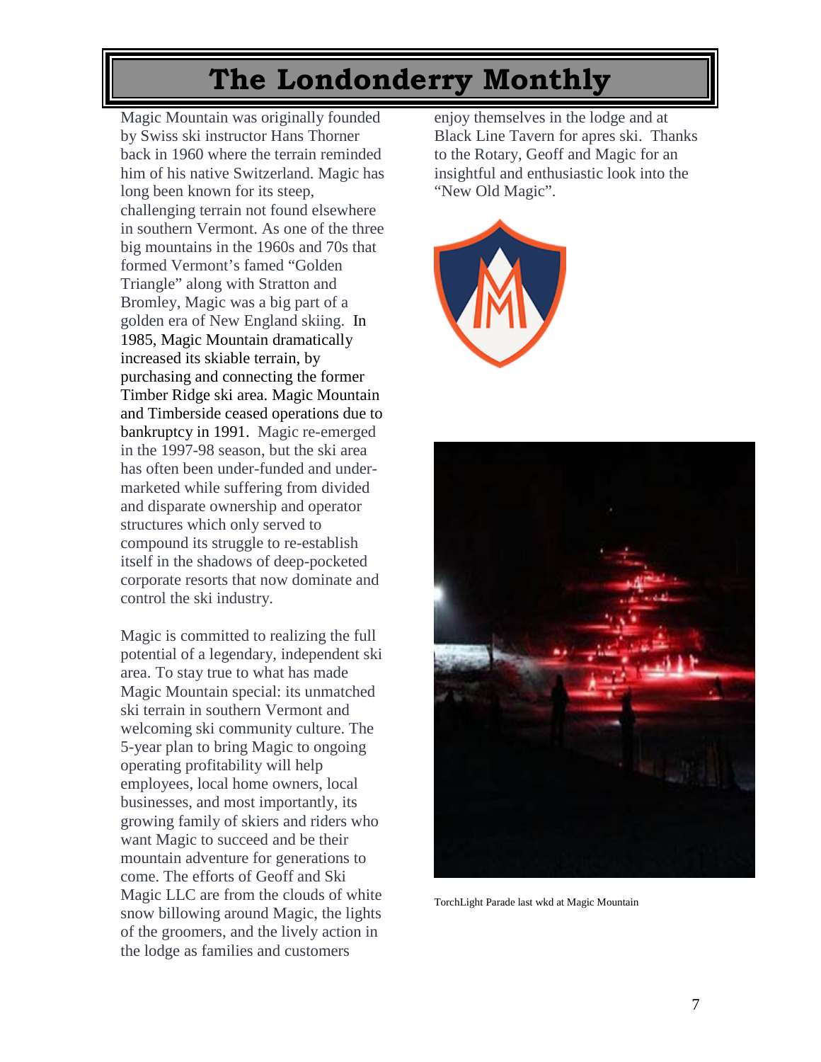Magic Mountain was originally founded by Swiss ski instructor Hans Thorner back in 1960 where the terrain reminded him of his native Switzerland. Magic has long been known for its steep, challenging terrain not found elsewhere in southern Vermont. As one of the three big mountains in the 1960s and 70s that formed Vermont's famed "Golden Triangle" along with Stratton and Bromley, Magic was a big part of a golden era of New England skiing. In 1985, Magic Mountain dramatically increased its skiable terrain, by purchasing and connecting the former Timber Ridge ski area. Magic Mountain and Timberside ceased operations due to bankruptcy in 1991. Magic re-emerged in the 1997-98 season, but the ski area has often been under-funded and under-marketed while suffering from divided and disparate ownership and operator structures which only served to compound its struggle to re-establish itself in the shadows of deep-pocketed corporate resorts that now dominate and control the ski industry.

Magic is committed to realizing the full potential of a legendary, independent ski area. To stay true to what has made Magic Mountain special: its unmatched ski terrain in southern Vermont and welcoming ski community culture. The 5-year plan to bring Magic to ongoing operating profitability will help employees, local home owners, local businesses, and most importantly, its growing family of skiers and riders who want Magic to succeed and be their mountain adventure for generations to come. The efforts of Geoff and Ski Magic LLC are from the clouds of white snow billowing around Magic, the lights of the groomers, and the lively action in the lodge as families and customers enjoy themselves in the lodge and at Black Line Tavern for apres ski. Thanks to the Rotary, Geoff and Magic for an insightful and enthusiastic look into the "New Old Magic".

TorchLight Parade last wkd at Magic Mountain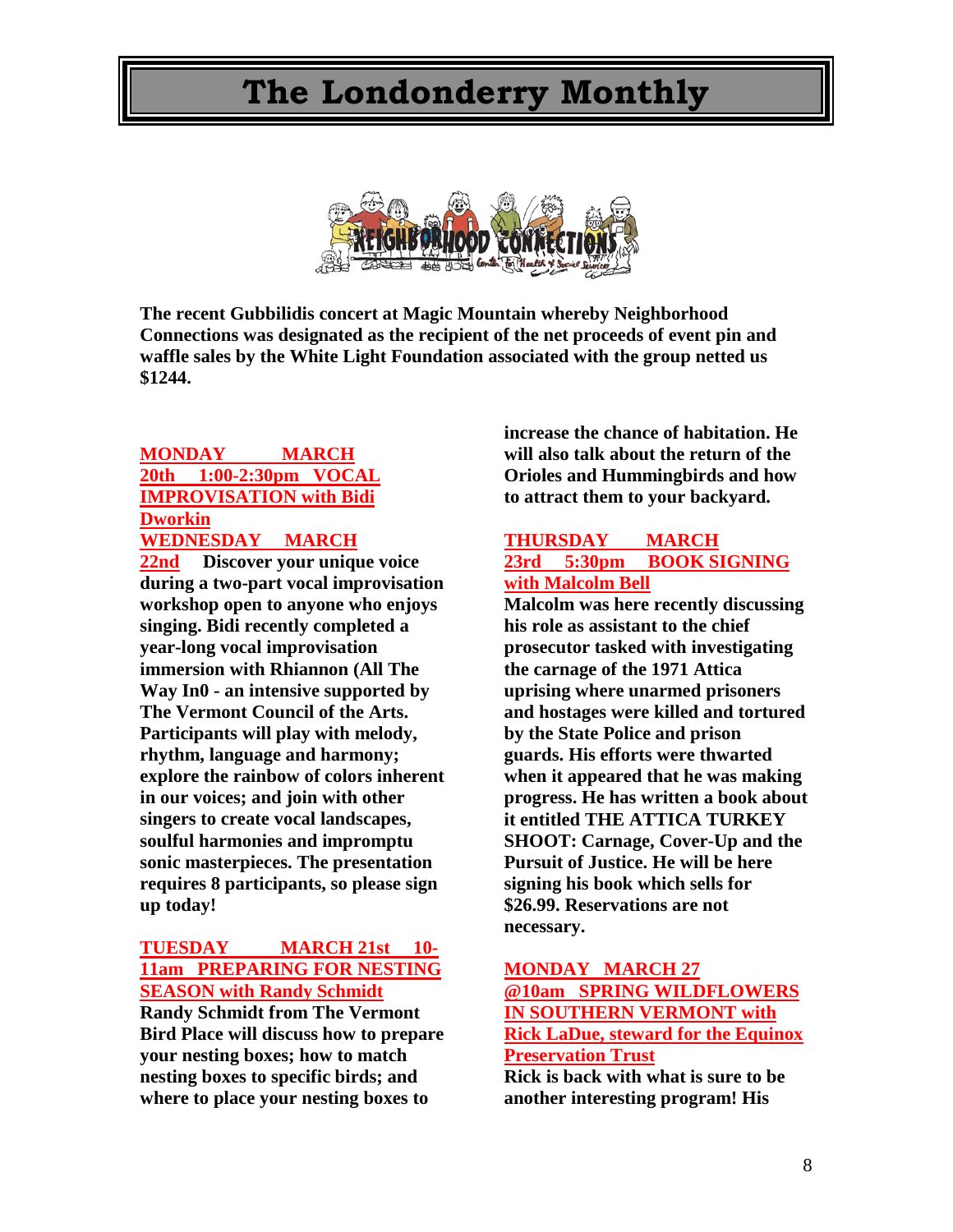# The Londonderry Monthly

**The recent Gubbilidis concert at Magic Mountain whereby Neighborhood Connections was designated as the recipient of the net proceeds of event pin and waffle sales by the White Light Foundation associated with the group netted us $1244.**

**MONDAY MARCH 20th 1:00-2:30pm VOCAL IMPROVISATION with Bidi Dworkin**
**WEDNESDAY MARCH 22nd** **Discover your unique voice during a two-part vocal improvisation workshop open to anyone who enjoys singing. Bidi recently completed a year-long vocal improvisation immersion with Rhiannon (All The Way In0 - an intensive supported by The Vermont Council of the Arts. Participants will play with melody, rhythm, language and harmony; explore the rainbow of colors inherent in our voices; and join with other singers to create vocal landscapes, soulful harmonies and impromptu sonic masterpieces. The presentation requires 8 participants, so please sign up today!**

**TUESDAY MARCH 21st 10-11am PREPARING FOR NESTING SEASON with Randy Schmidt**
**Randy Schmidt from The Vermont Bird Place will discuss how to prepare your nesting boxes; how to match nesting boxes to specific birds; and where to place your nesting boxes to increase the chance of habitation. He will also talk about the return of the Orioles and Hummingbirds and how to attract them to your backyard.**

**THURSDAY MARCH 23rd 5:30pm BOOK SIGNING with Malcolm Bell**
**Malcolm was here recently discussing his role as assistant to the chief prosecutor tasked with investigating the carnage of the 1971 Attica uprising where unarmed prisoners and hostages were killed and tortured by the State Police and prison guards. His efforts were thwarted when it appeared that he was making progress. He has written a book about it entitled THE ATTICA TURKEY SHOOT: Carnage, Cover-Up and the Pursuit of Justice. He will be here signing his book which sells for $26.99. Reservations are not necessary.**

**MONDAY MARCH 27 @10am SPRING WILDFLOWERS IN SOUTHERN VERMONT with Rick LaDue, steward for the Equinox Preservation Trust**
**Rick is back with what is sure to be another interesting program! His**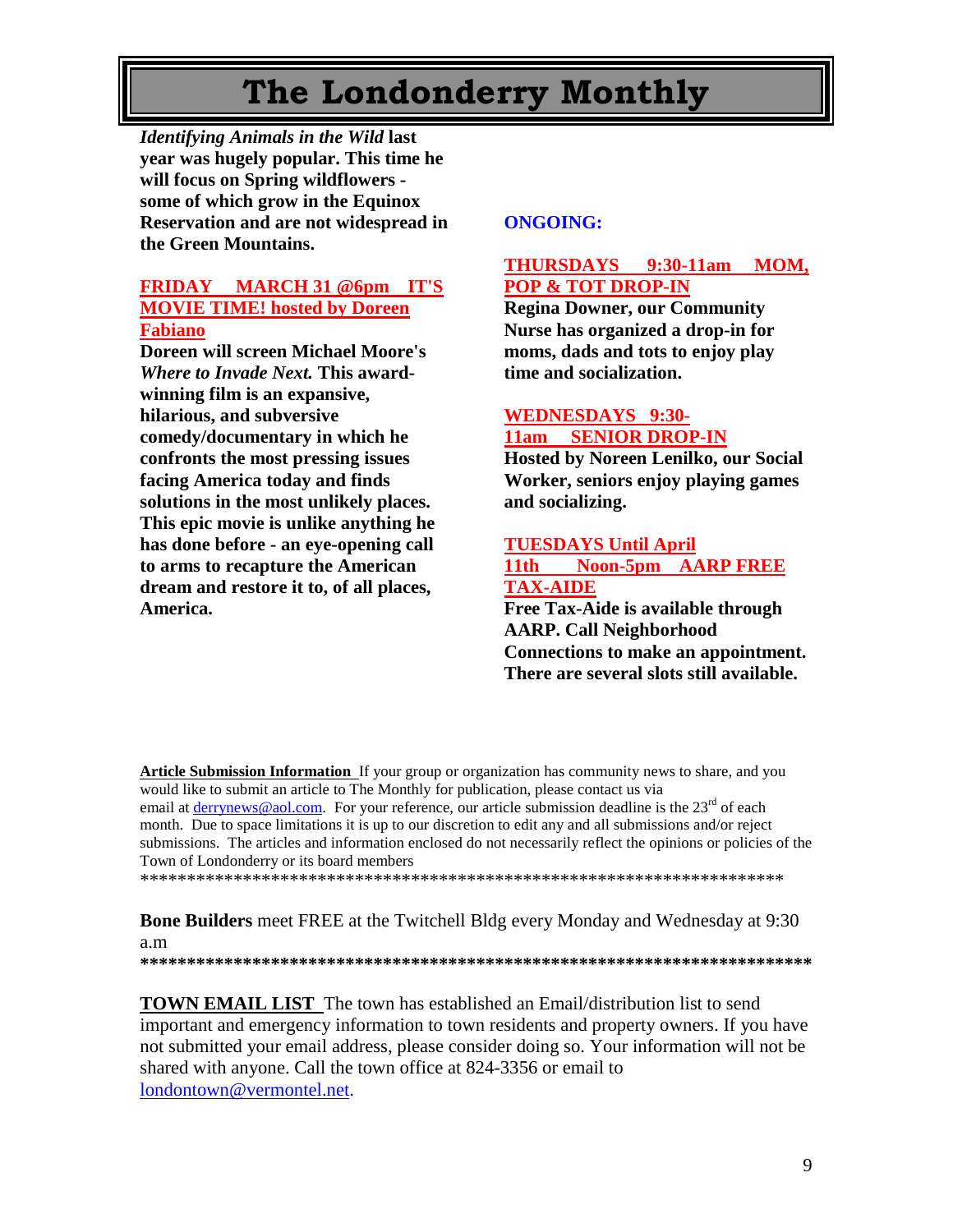# The Londonderry Monthly

***Identifying Animals in the Wild* last year was hugely popular. This time he will focus on Spring wildflowers - some of which grow in the Equinox Reservation and are not widespread in the Green Mountains.**

**FRIDAY MARCH 31 @6pm IT'S MOVIE TIME! hosted by Doreen Fabiano**

**Doreen will screen Michael Moore's *Where to Invade Next.* This award-winning film is an expansive, hilarious, and subversive comedy/documentary in which he confronts the most pressing issues facing America today and finds solutions in the most unlikely places. This epic movie is unlike anything he has done before - an eye-opening call to arms to recapture the American dream and restore it to, of all places, America.**

**ONGOING:**

**THURSDAYS 9:30-11am MOM, POP & TOT DROP-IN**

**Regina Downer, our Community Nurse has organized a drop-in for moms, dads and tots to enjoy play time and socialization.**

**WEDNESDAYS 9:30-11am SENIOR DROP-IN**

**Hosted by Noreen Lenilko, our Social Worker, seniors enjoy playing games and socializing.**

**TUESDAYS Until April 11th Noon-5pm AARP FREE TAX-AIDE**

**Free Tax-Aide is available through AARP. Call Neighborhood Connections to make an appointment. There are several slots still available.**

**Article Submission Information** If your group or organization has community news to share, and you would like to submit an article to The Monthly for publication, please contact us via email at derrynews@aol.com. For your reference, our article submission deadline is the 23rd of each month. Due to space limitations it is up to our discretion to edit any and all submissions and/or reject submissions. The articles and information enclosed do not necessarily reflect the opinions or policies of the Town of Londonderry or its board members

*************************************************************************

**Bone Builders** meet FREE at the Twitchell Bldg every Monday and Wednesday at 9:30 a.m

*************************************************************************

**TOWN EMAIL LIST** The town has established an Email/distribution list to send important and emergency information to town residents and property owners. If you have not submitted your email address, please consider doing so. Your information will not be shared with anyone. Call the town office at 824-3356 or email to londontown@vermontel.net.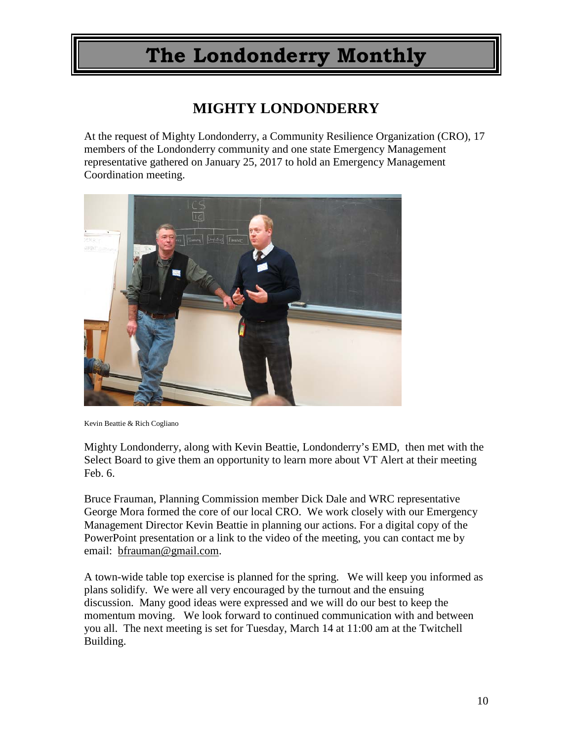# The Londonderry Monthly

## MIGHTY LONDONDERRY

At the request of Mighty Londonderry, a Community Resilience Organization (CRO), 17 members of the Londonderry community and one state Emergency Management representative gathered on January 25, 2017 to hold an Emergency Management Coordination meeting.

Kevin Beattie & Rich Cogliano

Mighty Londonderry, along with Kevin Beattie, Londonderry's EMD, then met with the Select Board to give them an opportunity to learn more about VT Alert at their meeting Feb. 6.

Bruce Frauman, Planning Commission member Dick Dale and WRC representative George Mora formed the core of our local CRO. We work closely with our Emergency Management Director Kevin Beattie in planning our actions. For a digital copy of the PowerPoint presentation or a link to the video of the meeting, you can contact me by email: bfrauman@gmail.com.

A town-wide table top exercise is planned for the spring. We will keep you informed as plans solidify. We were all very encouraged by the turnout and the ensuing discussion. Many good ideas were expressed and we will do our best to keep the momentum moving. We look forward to continued communication with and between you all. The next meeting is set for Tuesday, March 14 at 11:00 am at the Twitchell Building.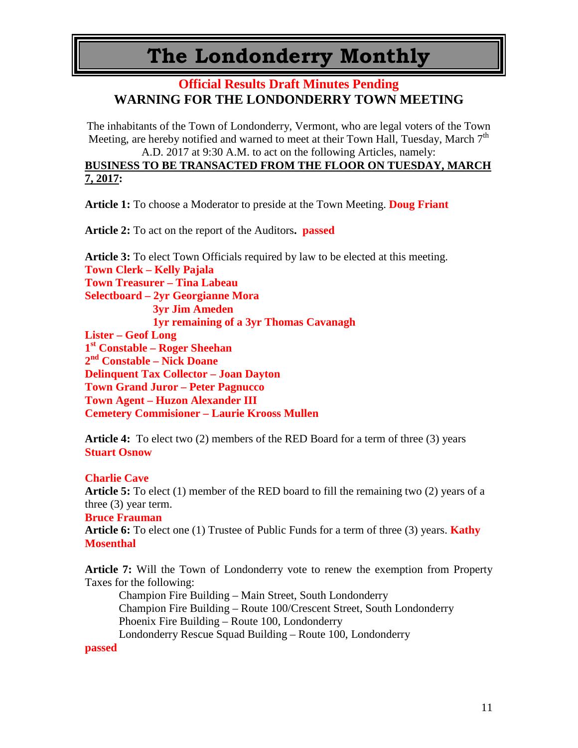# The Londonderry Monthly

## Official Results Draft Minutes Pending

## WARNING FOR THE LONDONDERRY TOWN MEETING

The inhabitants of the Town of Londonderry, Vermont, who are legal voters of the Town Meeting, are hereby notified and warned to meet at their Town Hall, Tuesday, March 7th A.D. 2017 at 9:30 A.M. to act on the following Articles, namely:

**BUSINESS TO BE TRANSACTED FROM THE FLOOR ON TUESDAY, MARCH 7, 2017:**

**Article 1:** To choose a Moderator to preside at the Town Meeting. **Doug Friant**

**Article 2:** To act on the report of the Auditors**. passed**

**Article 3:** To elect Town Officials required by law to be elected at this meeting.
**Town Clerk – Kelly Pajala**
**Town Treasurer – Tina Labeau**
**Selectboard – 2yr Georgianne Mora**
**3yr Jim Ameden**
**1yr remaining of a 3yr Thomas Cavanagh**
**Lister – Geof Long**
**1st Constable – Roger Sheehan**
**2nd Constable – Nick Doane**
**Delinquent Tax Collector – Joan Dayton**
**Town Grand Juror – Peter Pagnucco**
**Town Agent – Huzon Alexander III**
**Cemetery Commisioner – Laurie Krooss Mullen**

**Article 4:** To elect two (2) members of the RED Board for a term of three (3) years
**Stuart Osnow**

**Charlie Cave**

**Article 5:** To elect (1) member of the RED board to fill the remaining two (2) years of a three (3) year term.
**Bruce Frauman**

**Article 6:** To elect one (1) Trustee of Public Funds for a term of three (3) years. **Kathy Mosenthal**

**Article 7:** Will the Town of Londonderry vote to renew the exemption from Property Taxes for the following:

Champion Fire Building – Main Street, South Londonderry
Champion Fire Building – Route 100/Crescent Street, South Londonderry
Phoenix Fire Building – Route 100, Londonderry
Londonderry Rescue Squad Building – Route 100, Londonderry

**passed**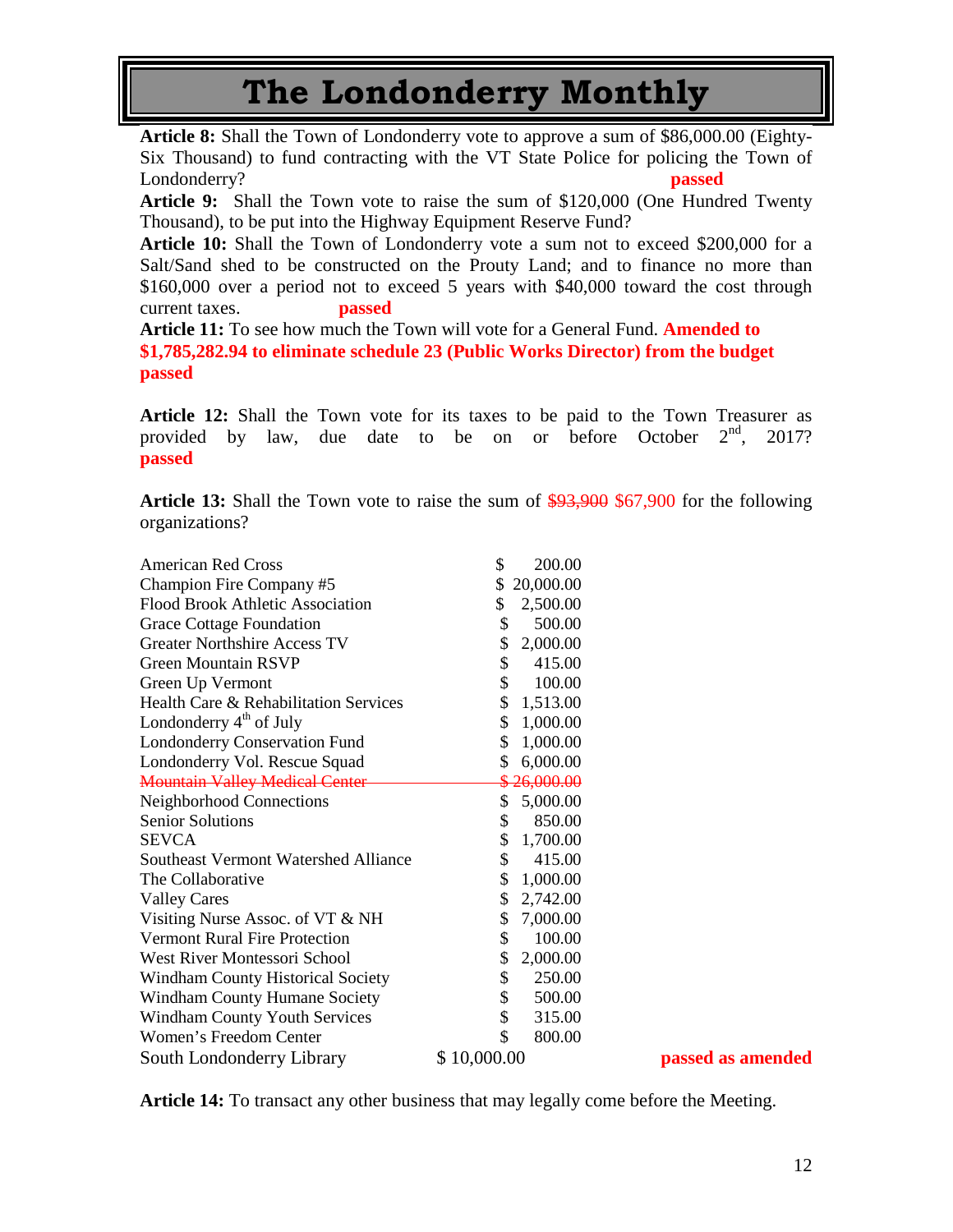**Article 8:** Shall the Town of Londonderry vote to approve a sum of $86,000.00 (Eighty-Six Thousand) to fund contracting with the VT State Police for policing the Town of Londonderry? **passed**

**Article 9:** Shall the Town vote to raise the sum of $120,000 (One Hundred Twenty Thousand), to be put into the Highway Equipment Reserve Fund?

**Article 10:** Shall the Town of Londonderry vote a sum not to exceed $200,000 for a Salt/Sand shed to be constructed on the Prouty Land; and to finance no more than $160,000 over a period not to exceed 5 years with $40,000 toward the cost through current taxes. **passed**

**Article 11:** To see how much the Town will vote for a General Fund. **Amended to $1,785,282.94 to eliminate schedule 23 (Public Works Director) from the budget passed**

**Article 12:** Shall the Town vote for its taxes to be paid to the Town Treasurer as provided by law, due date to be on or before October 2nd, 2017? **passed**

**Article 13:** Shall the Town vote to raise the sum of ~~$93,900~~ $67,900 for the following organizations?

| Organization | Amount |
|---|---|
| American Red Cross | $ 200.00 |
| Champion Fire Company #5 | $ 20,000.00 |
| Flood Brook Athletic Association | $ 2,500.00 |
| Grace Cottage Foundation | $ 500.00 |
| Greater Northshire Access TV | $ 2,000.00 |
| Green Mountain RSVP | $ 415.00 |
| Green Up Vermont | $ 100.00 |
| Health Care & Rehabilitation Services | $ 1,513.00 |
| Londonderry 4th of July | $ 1,000.00 |
| Londonderry Conservation Fund | $ 1,000.00 |
| Londonderry Vol. Rescue Squad | $ 6,000.00 |
| ~~Mountain Valley Medical Center~~ | ~~$ 26,000.00~~ |
| Neighborhood Connections | $ 5,000.00 |
| Senior Solutions | $ 850.00 |
| SEVCA | $ 1,700.00 |
| Southeast Vermont Watershed Alliance | $ 415.00 |
| The Collaborative | $ 1,000.00 |
| Valley Cares | $ 2,742.00 |
| Visiting Nurse Assoc. of VT & NH | $ 7,000.00 |
| Vermont Rural Fire Protection | $ 100.00 |
| West River Montessori School | $ 2,000.00 |
| Windham County Historical Society | $ 250.00 |
| Windham County Humane Society | $ 500.00 |
| Windham County Youth Services | $ 315.00 |
| Women's Freedom Center | $ 800.00 |
| South Londonderry Library | $ 10,000.00 |

**passed as amended**

**Article 14:** To transact any other business that may legally come before the Meeting.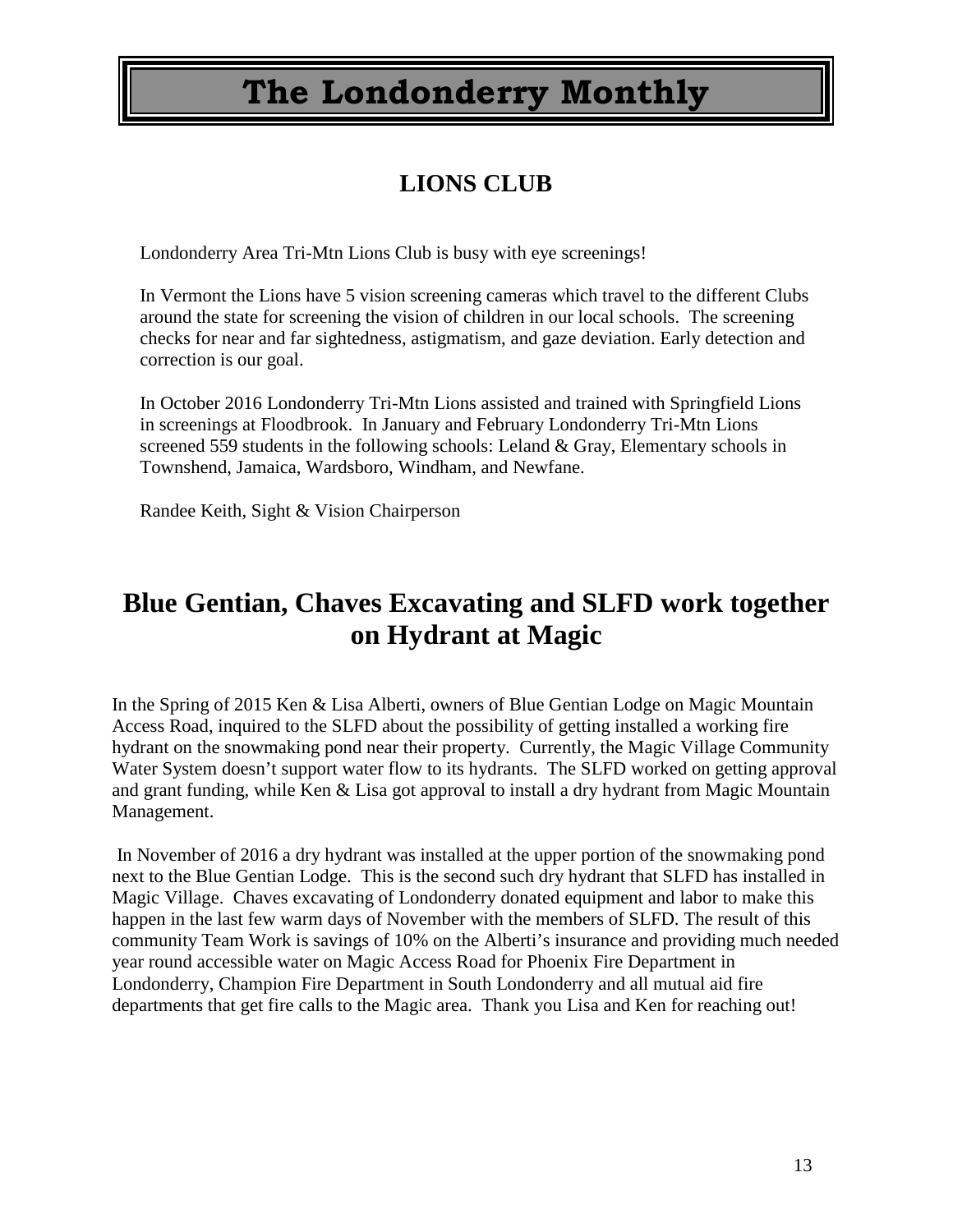# The Londonderry Monthly

## LIONS CLUB

Londonderry Area Tri-Mtn Lions Club is busy with eye screenings!

In Vermont the Lions have 5 vision screening cameras which travel to the different Clubs around the state for screening the vision of children in our local schools. The screening checks for near and far sightedness, astigmatism, and gaze deviation. Early detection and correction is our goal.

In October 2016 Londonderry Tri-Mtn Lions assisted and trained with Springfield Lions in screenings at Floodbrook. In January and February Londonderry Tri-Mtn Lions screened 559 students in the following schools: Leland & Gray, Elementary schools in Townshend, Jamaica, Wardsboro, Windham, and Newfane.

Randee Keith, Sight & Vision Chairperson

## Blue Gentian, Chaves Excavating and SLFD work together on Hydrant at Magic

In the Spring of 2015 Ken & Lisa Alberti, owners of Blue Gentian Lodge on Magic Mountain Access Road, inquired to the SLFD about the possibility of getting installed a working fire hydrant on the snowmaking pond near their property. Currently, the Magic Village Community Water System doesn't support water flow to its hydrants. The SLFD worked on getting approval and grant funding, while Ken & Lisa got approval to install a dry hydrant from Magic Mountain Management.

In November of 2016 a dry hydrant was installed at the upper portion of the snowmaking pond next to the Blue Gentian Lodge. This is the second such dry hydrant that SLFD has installed in Magic Village. Chaves excavating of Londonderry donated equipment and labor to make this happen in the last few warm days of November with the members of SLFD. The result of this community Team Work is savings of 10% on the Alberti's insurance and providing much needed year round accessible water on Magic Access Road for Phoenix Fire Department in Londonderry, Champion Fire Department in South Londonderry and all mutual aid fire departments that get fire calls to the Magic area. Thank you Lisa and Ken for reaching out!